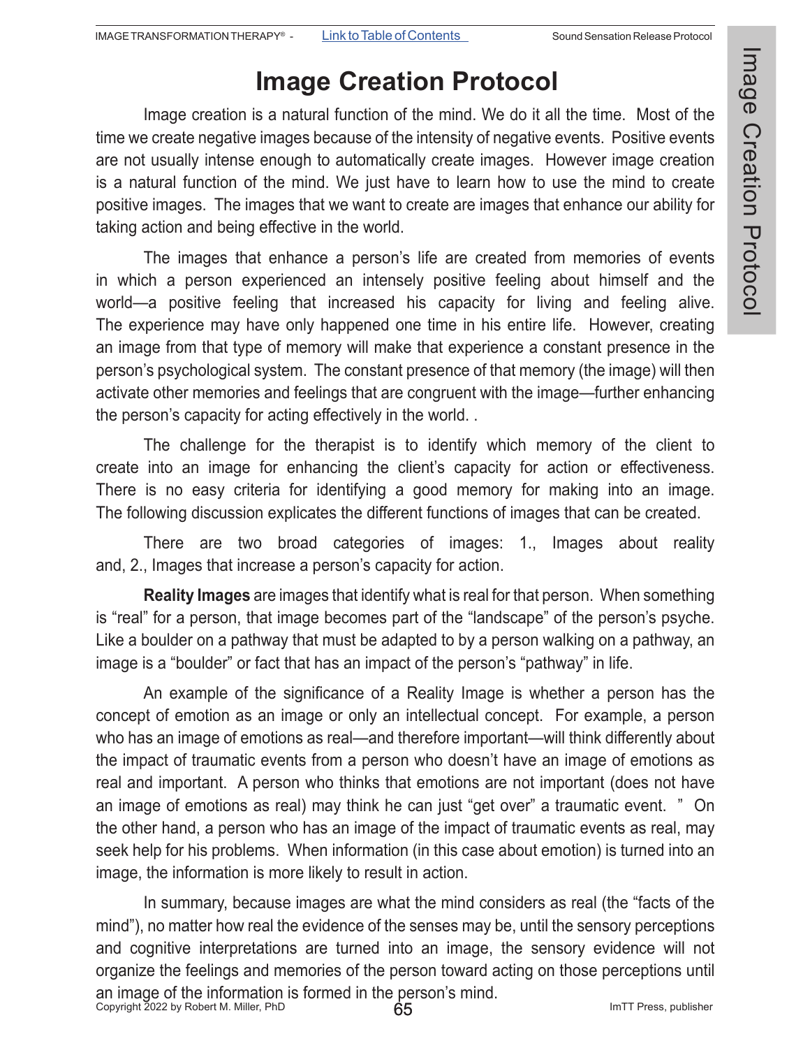# Image Creation Protocol

Image creation is a natural function of the mind. We do it all the time. Most of the time we create negative images because of the intensity of negative events. Positive events are not usually intense enough to automatically create images. However image creation is a natural function of the mind. We just have to learn how to use the mind to create positive images. The images that we want to create are images that enhance our ability for taking action and being effective in the world.

The images that enhance a person's life are created from memories of events in which a person experienced an intensely positive feeling about himself and the world—a positive feeling that increased his capacity for living and feeling alive. The experience may have only happened one time in his entire life. However, creating an image from that type of memory will make that experience a constant presence in the person's psychological system. The constant presence of that memory (the image) will then activate other memories and feelings that are congruent with the image—further enhancing the person's capacity for acting effectively in the world. .

The challenge for the therapist is to identify which memory of the client to create into an image for enhancing the client's capacity for action or effectiveness. There is no easy criteria for identifying a good memory for making into an image. The following discussion explicates the different functions of images that can be created.

There are two broad categories of images: 1., Images about reality and, 2., Images that increase a person's capacity for action.

**Reality Images** are images that identify what is real for that person. When something is "real" for a person, that image becomes part of the "landscape" of the person's psyche. Like a boulder on a pathway that must be adapted to by a person walking on a pathway, an image is a "boulder" or fact that has an impact of the person's "pathway" in life.

An example of the significance of a Reality Image is whether a person has the concept of emotion as an image or only an intellectual concept. For example, a person who has an image of emotions as real—and therefore important—will think differently about the impact of traumatic events from a person who doesn't have an image of emotions as real and important. A person who thinks that emotions are not important (does not have an image of emotions as real) may think he can just "get over" a traumatic event. " On the other hand, a person who has an image of the impact of traumatic events as real, may seek help for his problems. When information (in this case about emotion) is turned into an image, the information is more likely to result in action.

In summary, because images are what the mind considers as real (the "facts of the mind"), no matter how real the evidence of the senses may be, until the sensory perceptions and cognitive interpretations are turned into an image, the sensory evidence will not organize the feelings and memories of the person toward acting on those perceptions until an image of the information is formed in the person's mind.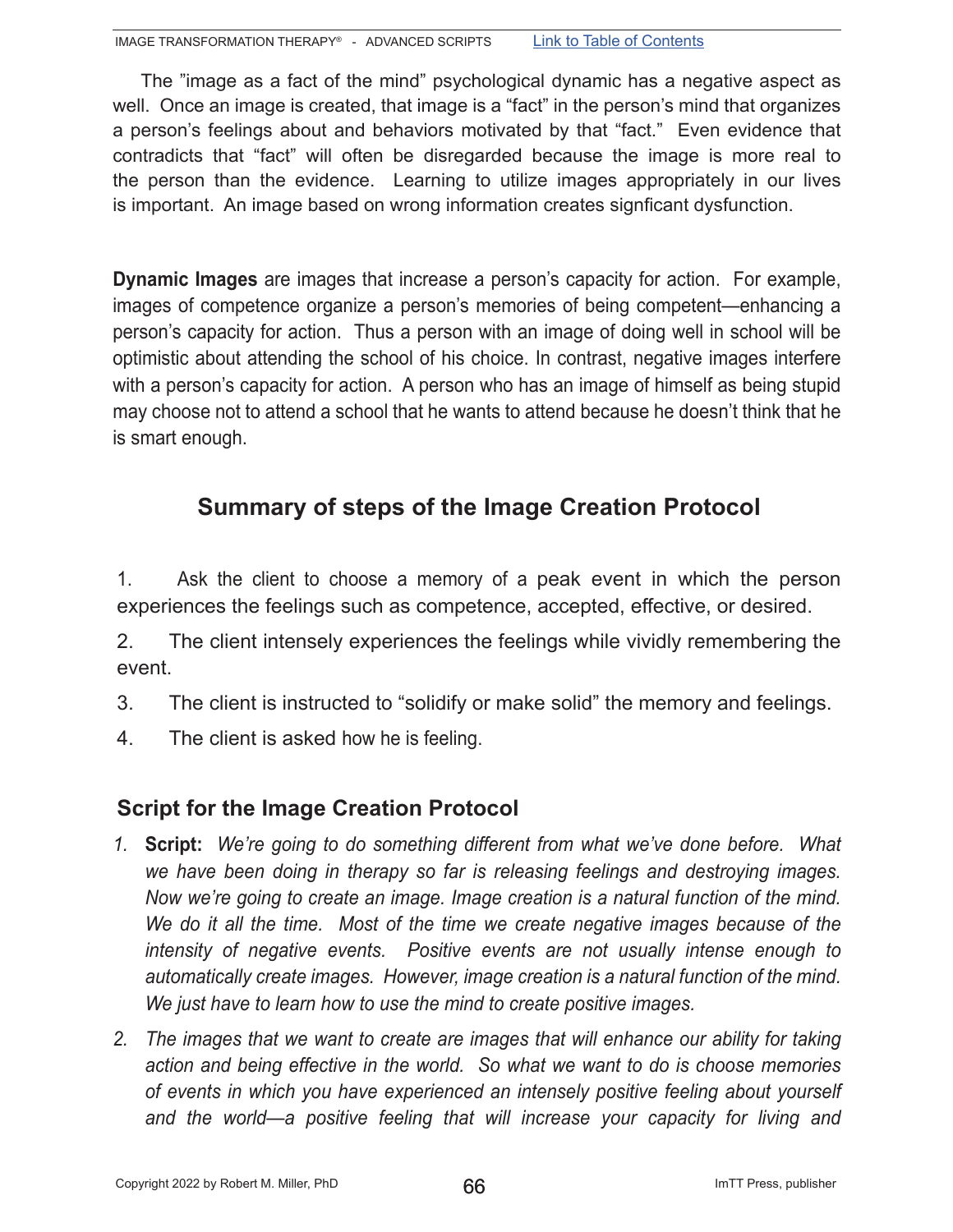The "image as a fact of the mind" psychological dynamic has a negative aspect as well. Once an image is created, that image is a "fact" in the person's mind that organizes a person's feelings about and behaviors motivated by that "fact." Even evidence that contradicts that "fact" will often be disregarded because the image is more real to the person than the evidence. Learning to utilize images appropriately in our lives is important. An image based on wrong information creates signficant dysfunction.

**Dynamic Images** are images that increase a person's capacity for action. For example, images of competence organize a person's memories of being competent—enhancing a person's capacity for action. Thus a person with an image of doing well in school will be optimistic about attending the school of his choice. In contrast, negative images interfere with a person's capacity for action. A person who has an image of himself as being stupid may choose not to attend a school that he wants to attend because he doesn't think that he is smart enough.

## Summary of steps of the Image Creation Protocol

1. Ask the client to choose a memory of a peak event in which the person experiences the feelings such as competence, accepted, effective, or desired.
2. The client intensely experiences the feelings while vividly remembering the event.
3. The client is instructed to "solidify or make solid" the memory and feelings.
4. The client is asked how he is feeling.

### Script for the Image Creation Protocol

1. **Script:** *We're going to do something different from what we've done before. What we have been doing in therapy so far is releasing feelings and destroying images. Now we're going to create an image. Image creation is a natural function of the mind. We do it all the time. Most of the time we create negative images because of the intensity of negative events. Positive events are not usually intense enough to automatically create images. However, image creation is a natural function of the mind. We just have to learn how to use the mind to create positive images.*
2. *The images that we want to create are images that will enhance our ability for taking action and being effective in the world. So what we want to do is choose memories of events in which you have experienced an intensely positive feeling about yourself and the world—a positive feeling that will increase your capacity for living and*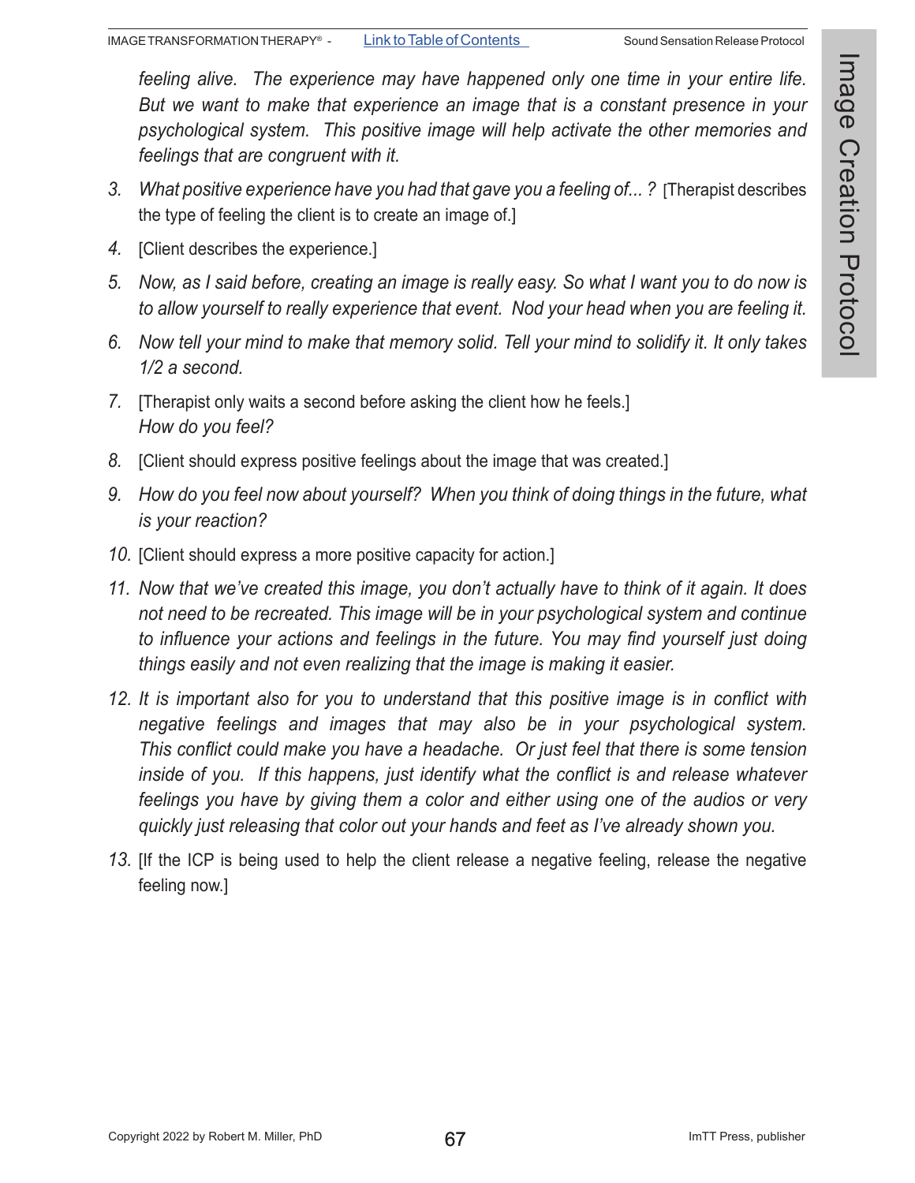*feeling alive. The experience may have happened only one time in your entire life. But we want to make that experience an image that is a constant presence in your psychological system. This positive image will help activate the other memories and feelings that are congruent with it.*

3. *What positive experience have you had that gave you a feeling of... ?* [Therapist describes the type of feeling the client is to create an image of.]
4. [Client describes the experience.]
5. *Now, as I said before, creating an image is really easy. So what I want you to do now is to allow yourself to really experience that event. Nod your head when you are feeling it.*
6. *Now tell your mind to make that memory solid. Tell your mind to solidify it. It only takes 1/2 a second.*
7. [Therapist only waits a second before asking the client how he feels.]
   *How do you feel?*
8. [Client should express positive feelings about the image that was created.]
9. *How do you feel now about yourself? When you think of doing things in the future, what is your reaction?*
10. [Client should express a more positive capacity for action.]
11. *Now that we've created this image, you don't actually have to think of it again. It does not need to be recreated. This image will be in your psychological system and continue to influence your actions and feelings in the future. You may find yourself just doing things easily and not even realizing that the image is making it easier.*
12. *It is important also for you to understand that this positive image is in conflict with negative feelings and images that may also be in your psychological system. This conflict could make you have a headache. Or just feel that there is some tension inside of you. If this happens, just identify what the conflict is and release whatever feelings you have by giving them a color and either using one of the audios or very quickly just releasing that color out your hands and feet as I've already shown you.*
13. [If the ICP is being used to help the client release a negative feeling, release the negative feeling now.]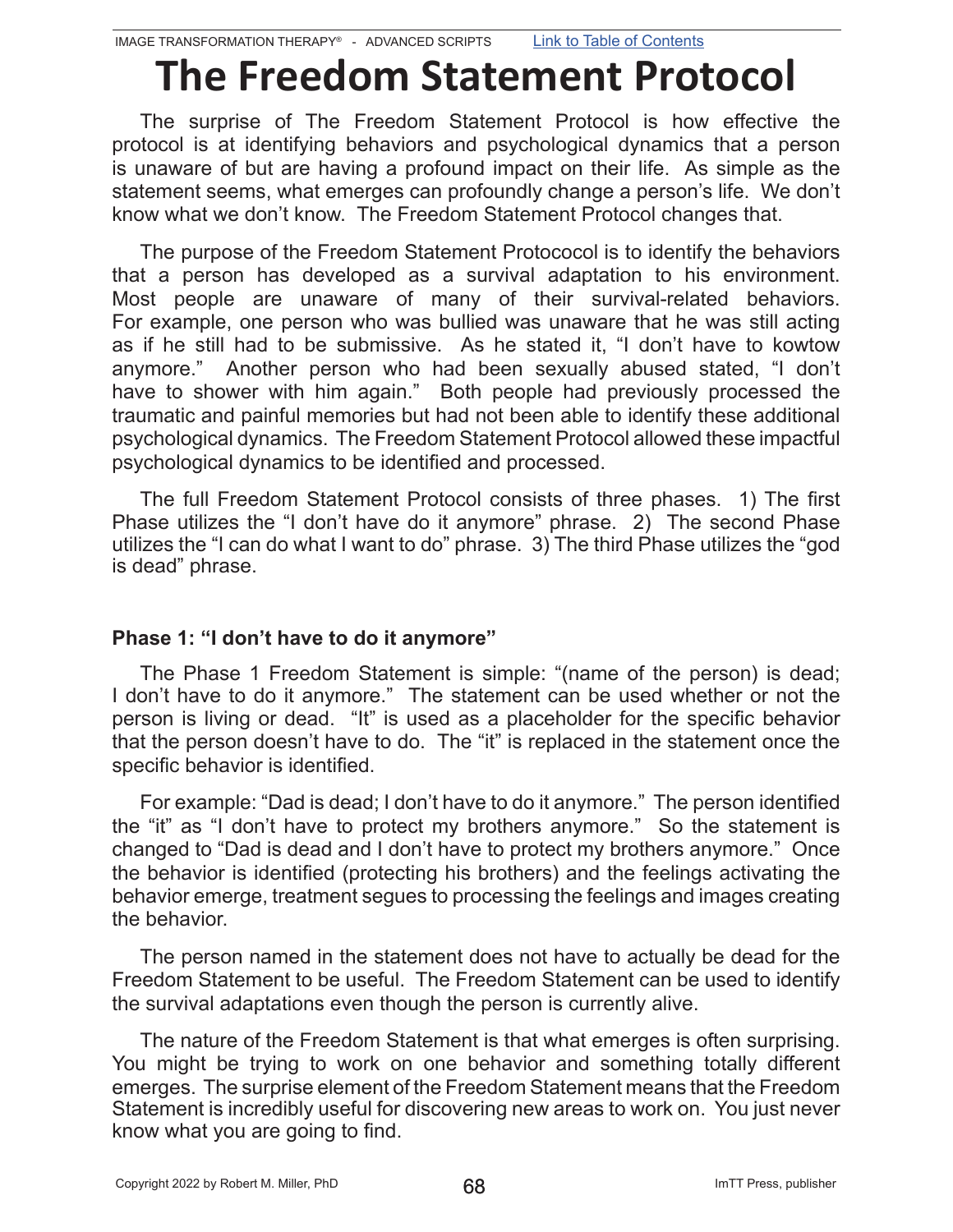# The Freedom Statement Protocol

The surprise of The Freedom Statement Protocol is how effective the protocol is at identifying behaviors and psychological dynamics that a person is unaware of but are having a profound impact on their life. As simple as the statement seems, what emerges can profoundly change a person's life. We don't know what we don't know. The Freedom Statement Protocol changes that.

The purpose of the Freedom Statement Protococol is to identify the behaviors that a person has developed as a survival adaptation to his environment. Most people are unaware of many of their survival-related behaviors. For example, one person who was bullied was unaware that he was still acting as if he still had to be submissive. As he stated it, "I don't have to kowtow anymore." Another person who had been sexually abused stated, "I don't have to shower with him again." Both people had previously processed the traumatic and painful memories but had not been able to identify these additional psychological dynamics. The Freedom Statement Protocol allowed these impactful psychological dynamics to be identified and processed.

The full Freedom Statement Protocol consists of three phases. 1) The first Phase utilizes the "I don't have do it anymore" phrase. 2) The second Phase utilizes the "I can do what I want to do" phrase. 3) The third Phase utilizes the "god is dead" phrase.

### Phase 1: "I don't have to do it anymore"

The Phase 1 Freedom Statement is simple: "(name of the person) is dead; I don't have to do it anymore." The statement can be used whether or not the person is living or dead. "It" is used as a placeholder for the specific behavior that the person doesn't have to do. The "it" is replaced in the statement once the specific behavior is identified.

For example: "Dad is dead; I don't have to do it anymore." The person identified the "it" as "I don't have to protect my brothers anymore." So the statement is changed to "Dad is dead and I don't have to protect my brothers anymore." Once the behavior is identified (protecting his brothers) and the feelings activating the behavior emerge, treatment segues to processing the feelings and images creating the behavior.

The person named in the statement does not have to actually be dead for the Freedom Statement to be useful. The Freedom Statement can be used to identify the survival adaptations even though the person is currently alive.

The nature of the Freedom Statement is that what emerges is often surprising. You might be trying to work on one behavior and something totally different emerges. The surprise element of the Freedom Statement means that the Freedom Statement is incredibly useful for discovering new areas to work on. You just never know what you are going to find.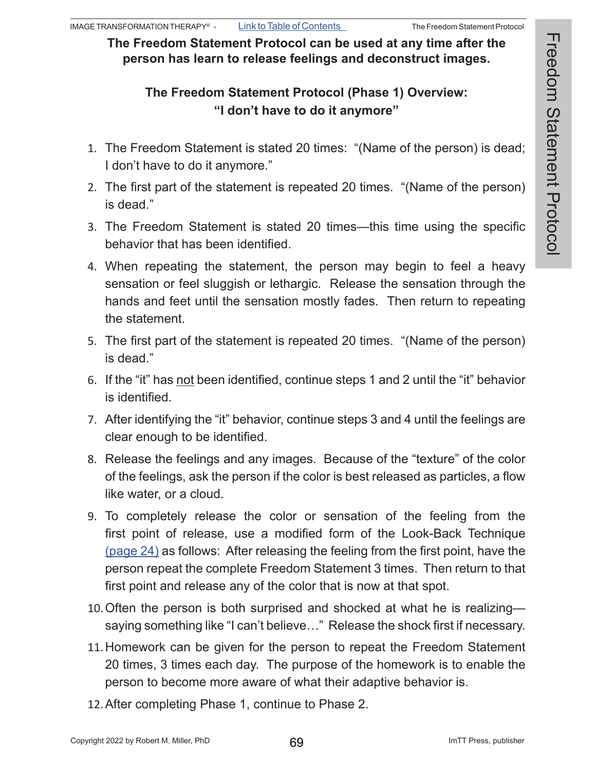**The Freedom Statement Protocol can be used at any time after the person has learn to release feelings and deconstruct images.**

## The Freedom Statement Protocol (Phase 1) Overview: "I don't have to do it anymore"

1. The Freedom Statement is stated 20 times: "(Name of the person) is dead; I don't have to do it anymore."
2. The first part of the statement is repeated 20 times. "(Name of the person) is dead."
3. The Freedom Statement is stated 20 times—this time using the specific behavior that has been identified.
4. When repeating the statement, the person may begin to feel a heavy sensation or feel sluggish or lethargic. Release the sensation through the hands and feet until the sensation mostly fades. Then return to repeating the statement.
5. The first part of the statement is repeated 20 times. "(Name of the person) is dead."
6. If the "it" has not been identified, continue steps 1 and 2 until the "it" behavior is identified.
7. After identifying the "it" behavior, continue steps 3 and 4 until the feelings are clear enough to be identified.
8. Release the feelings and any images. Because of the "texture" of the color of the feelings, ask the person if the color is best released as particles, a flow like water, or a cloud.
9. To completely release the color or sensation of the feeling from the first point of release, use a modified form of the Look-Back Technique (page 24) as follows: After releasing the feeling from the first point, have the person repeat the complete Freedom Statement 3 times. Then return to that first point and release any of the color that is now at that spot.
10. Often the person is both surprised and shocked at what he is realizing—saying something like "I can't believe…" Release the shock first if necessary.
11. Homework can be given for the person to repeat the Freedom Statement 20 times, 3 times each day. The purpose of the homework is to enable the person to become more aware of what their adaptive behavior is.
12. After completing Phase 1, continue to Phase 2.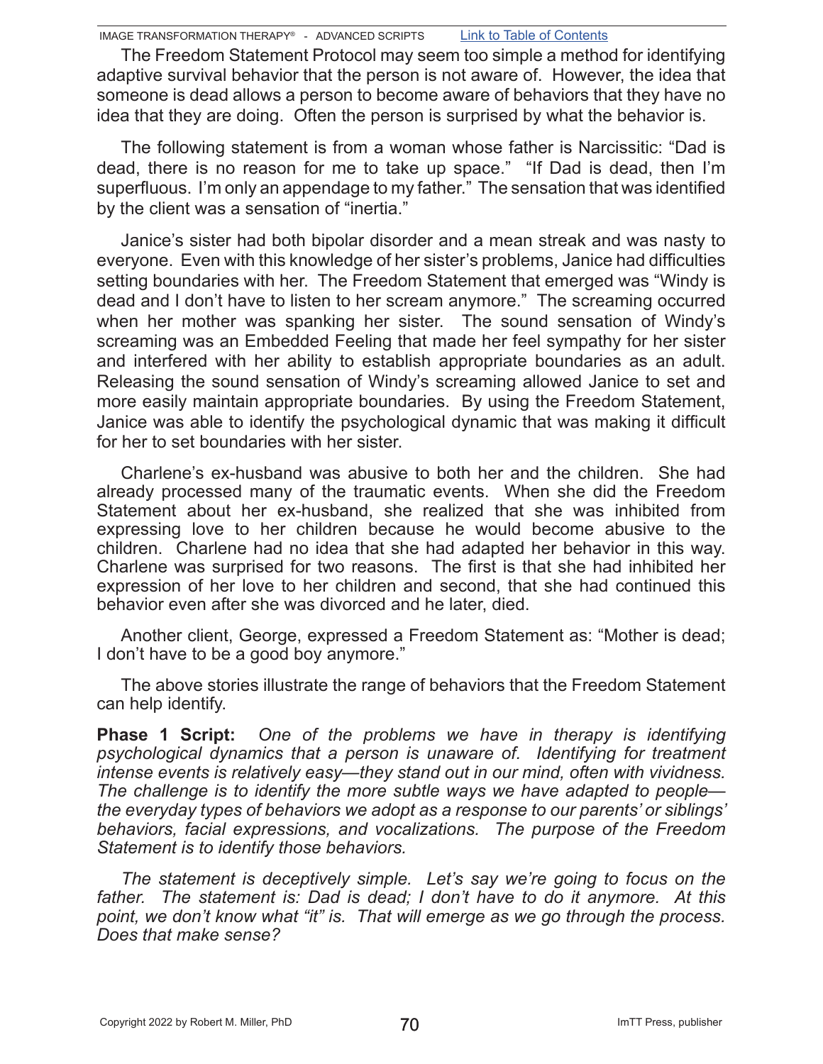The Freedom Statement Protocol may seem too simple a method for identifying adaptive survival behavior that the person is not aware of. However, the idea that someone is dead allows a person to become aware of behaviors that they have no idea that they are doing. Often the person is surprised by what the behavior is.

The following statement is from a woman whose father is Narcissitic: “Dad is dead, there is no reason for me to take up space.” “If Dad is dead, then I’m superfluous. I’m only an appendage to my father.” The sensation that was identified by the client was a sensation of “inertia.”

Janice’s sister had both bipolar disorder and a mean streak and was nasty to everyone. Even with this knowledge of her sister’s problems, Janice had difficulties setting boundaries with her. The Freedom Statement that emerged was “Windy is dead and I don’t have to listen to her scream anymore.” The screaming occurred when her mother was spanking her sister. The sound sensation of Windy’s screaming was an Embedded Feeling that made her feel sympathy for her sister and interfered with her ability to establish appropriate boundaries as an adult. Releasing the sound sensation of Windy’s screaming allowed Janice to set and more easily maintain appropriate boundaries. By using the Freedom Statement, Janice was able to identify the psychological dynamic that was making it difficult for her to set boundaries with her sister.

Charlene’s ex-husband was abusive to both her and the children. She had already processed many of the traumatic events. When she did the Freedom Statement about her ex-husband, she realized that she was inhibited from expressing love to her children because he would become abusive to the children. Charlene had no idea that she had adapted her behavior in this way. Charlene was surprised for two reasons. The first is that she had inhibited her expression of her love to her children and second, that she had continued this behavior even after she was divorced and he later, died.

Another client, George, expressed a Freedom Statement as: “Mother is dead; I don’t have to be a good boy anymore.”

The above stories illustrate the range of behaviors that the Freedom Statement can help identify.

**Phase 1 Script:** *One of the problems we have in therapy is identifying psychological dynamics that a person is unaware of. Identifying for treatment intense events is relatively easy—they stand out in our mind, often with vividness. The challenge is to identify the more subtle ways we have adapted to people—the everyday types of behaviors we adopt as a response to our parents’ or siblings’ behaviors, facial expressions, and vocalizations. The purpose of the Freedom Statement is to identify those behaviors.*

*The statement is deceptively simple. Let’s say we’re going to focus on the father. The statement is: Dad is dead; I don’t have to do it anymore. At this point, we don’t know what “it” is. That will emerge as we go through the process. Does that make sense?*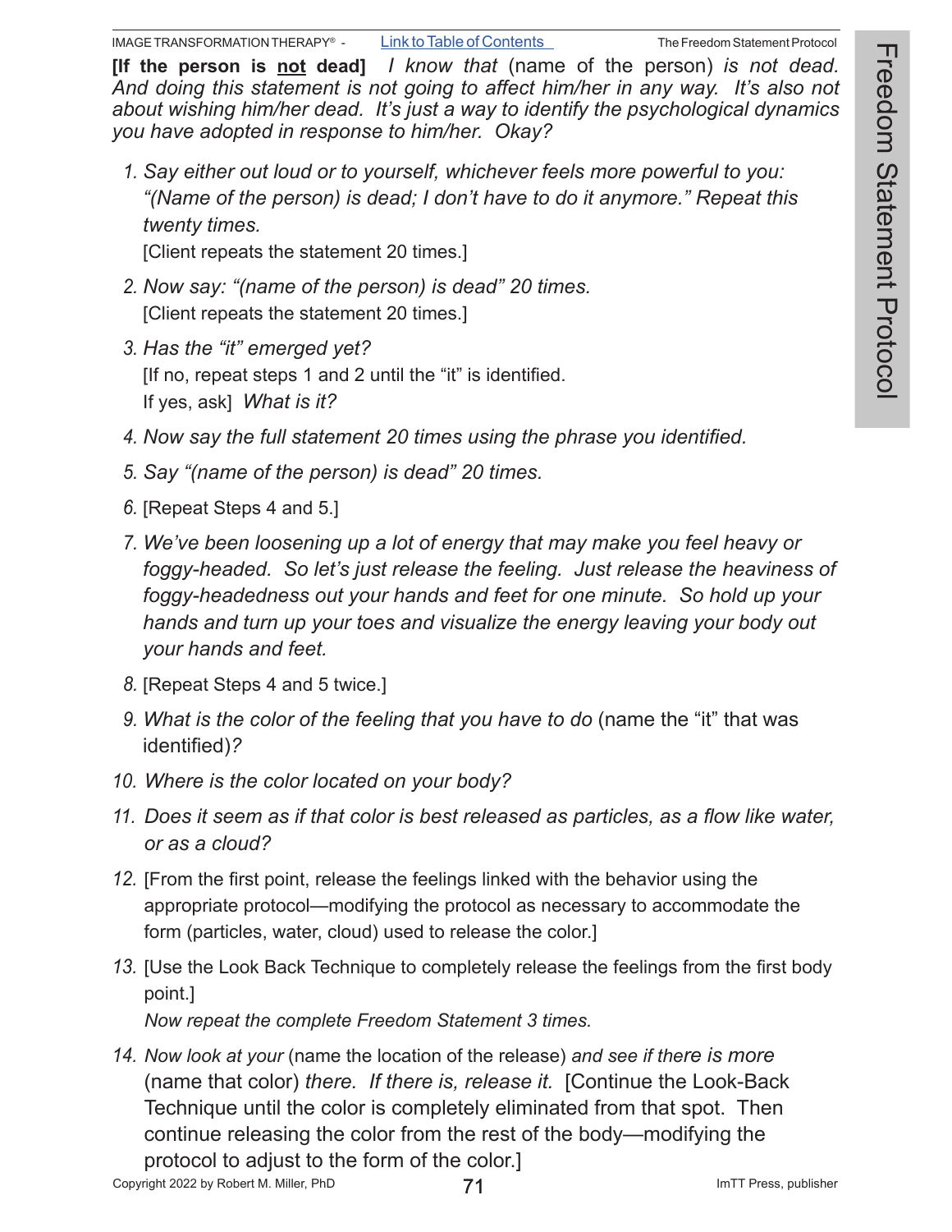**[If the person is <u>not</u> dead]** *I know that* (name of the person) *is not dead. And doing this statement is not going to affect him/her in any way. It's also not about wishing him/her dead. It's just a way to identify the psychological dynamics you have adopted in response to him/her. Okay?*

1. *Say either out loud or to yourself, whichever feels more powerful to you: "(Name of the person) is dead; I don't have to do it anymore." Repeat this twenty times.*
   [Client repeats the statement 20 times.]
2. *Now say: "(name of the person) is dead" 20 times.*
   [Client repeats the statement 20 times.]
3. *Has the "it" emerged yet?*
   [If no, repeat steps 1 and 2 until the "it" is identified.
   If yes, ask] *What is it?*
4. *Now say the full statement 20 times using the phrase you identified.*
5. *Say "(name of the person) is dead" 20 times.*
6. [Repeat Steps 4 and 5.]
7. *We've been loosening up a lot of energy that may make you feel heavy or foggy-headed. So let's just release the feeling. Just release the heaviness of foggy-headedness out your hands and feet for one minute. So hold up your hands and turn up your toes and visualize the energy leaving your body out your hands and feet.*
8. [Repeat Steps 4 and 5 twice.]
9. *What is the color of the feeling that you have to do* (name the "it" that was identified)*?*
10. *Where is the color located on your body?*
11. *Does it seem as if that color is best released as particles, as a flow like water, or as a cloud?*
12. [From the first point, release the feelings linked with the behavior using the appropriate protocol—modifying the protocol as necessary to accommodate the form (particles, water, cloud) used to release the color.]
13. [Use the Look Back Technique to completely release the feelings from the first body point.]
    *Now repeat the complete Freedom Statement 3 times.*
14. *Now look at your* (name the location of the release) *and see if there is more* (name that color) *there. If there is, release it.* [Continue the Look-Back Technique until the color is completely eliminated from that spot. Then continue releasing the color from the rest of the body—modifying the protocol to adjust to the form of the color.]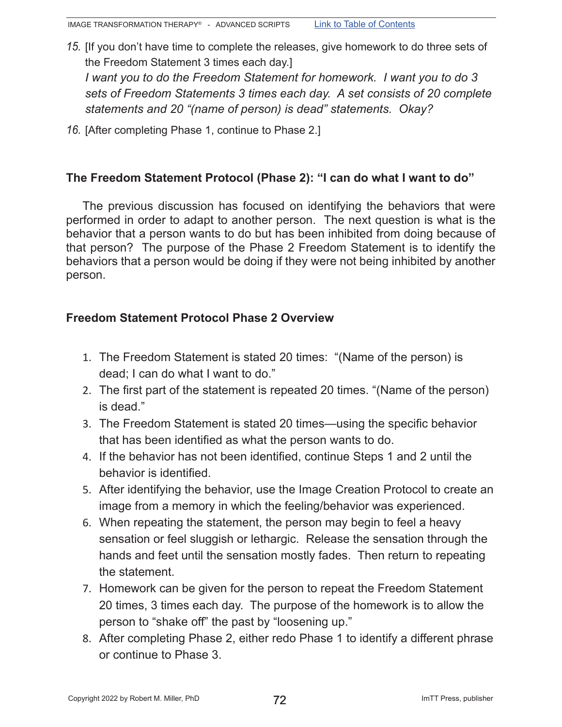15. [If you don't have time to complete the releases, give homework to do three sets of the Freedom Statement 3 times each day.]
    *I want you to do the Freedom Statement for homework. I want you to do 3 sets of Freedom Statements 3 times each day. A set consists of 20 complete statements and 20 "(name of person) is dead" statements. Okay?*

16. [After completing Phase 1, continue to Phase 2.]

### The Freedom Statement Protocol (Phase 2): "I can do what I want to do"

The previous discussion has focused on identifying the behaviors that were performed in order to adapt to another person. The next question is what is the behavior that a person wants to do but has been inhibited from doing because of that person? The purpose of the Phase 2 Freedom Statement is to identify the behaviors that a person would be doing if they were not being inhibited by another person.

### Freedom Statement Protocol Phase 2 Overview

1. The Freedom Statement is stated 20 times: "(Name of the person) is dead; I can do what I want to do."
2. The first part of the statement is repeated 20 times. "(Name of the person) is dead."
3. The Freedom Statement is stated 20 times—using the specific behavior that has been identified as what the person wants to do.
4. If the behavior has not been identified, continue Steps 1 and 2 until the behavior is identified.
5. After identifying the behavior, use the Image Creation Protocol to create an image from a memory in which the feeling/behavior was experienced.
6. When repeating the statement, the person may begin to feel a heavy sensation or feel sluggish or lethargic. Release the sensation through the hands and feet until the sensation mostly fades. Then return to repeating the statement.
7. Homework can be given for the person to repeat the Freedom Statement 20 times, 3 times each day. The purpose of the homework is to allow the person to "shake off" the past by "loosening up."
8. After completing Phase 2, either redo Phase 1 to identify a different phrase or continue to Phase 3.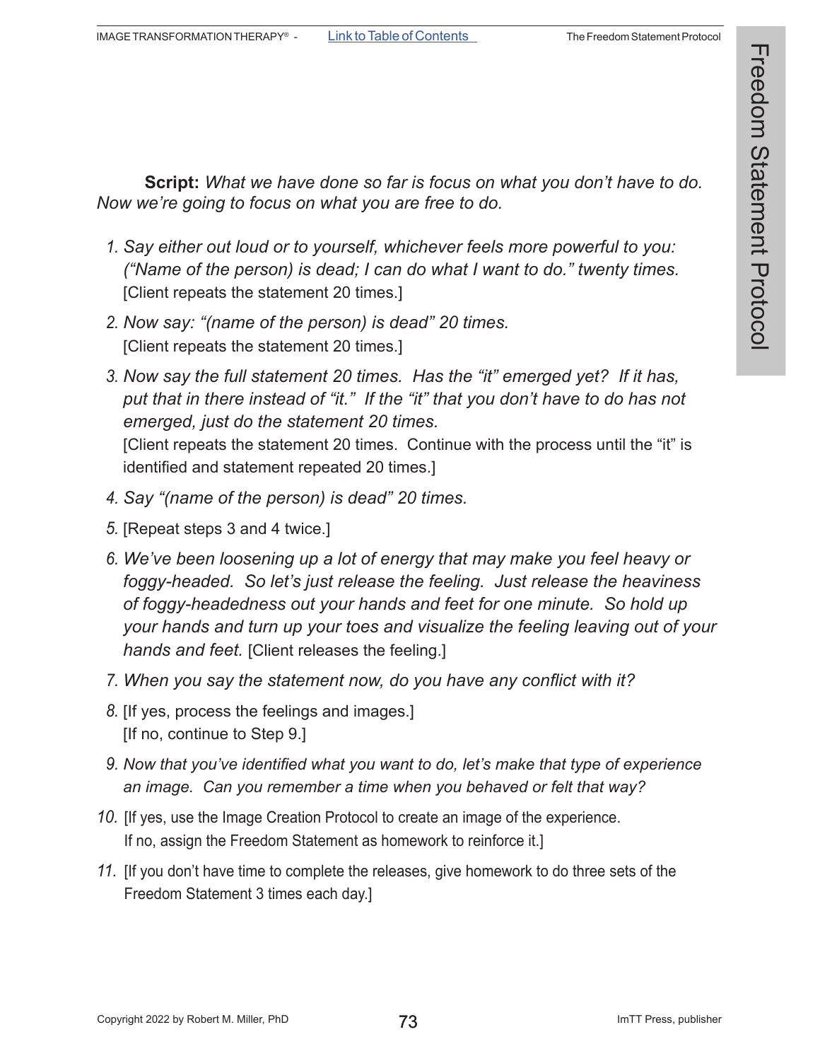**Script:** *What we have done so far is focus on what you don't have to do. Now we're going to focus on what you are free to do.*

1. *Say either out loud or to yourself, whichever feels more powerful to you: ("Name of the person) is dead; I can do what I want to do." twenty times.* [Client repeats the statement 20 times.]
2. *Now say: "(name of the person) is dead" 20 times.* [Client repeats the statement 20 times.]
3. *Now say the full statement 20 times. Has the "it" emerged yet? If it has, put that in there instead of "it." If the "it" that you don't have to do has not emerged, just do the statement 20 times.* [Client repeats the statement 20 times. Continue with the process until the "it" is identified and statement repeated 20 times.]
4. *Say "(name of the person) is dead" 20 times.*
5. [Repeat steps 3 and 4 twice.]
6. *We've been loosening up a lot of energy that may make you feel heavy or foggy-headed. So let's just release the feeling. Just release the heaviness of foggy-headedness out your hands and feet for one minute. So hold up your hands and turn up your toes and visualize the feeling leaving out of your hands and feet.* [Client releases the feeling.]
7. *When you say the statement now, do you have any conflict with it?*
8. [If yes, process the feelings and images.] [If no, continue to Step 9.]
9. *Now that you've identified what you want to do, let's make that type of experience an image. Can you remember a time when you behaved or felt that way?*
10. [If yes, use the Image Creation Protocol to create an image of the experience. If no, assign the Freedom Statement as homework to reinforce it.]
11. [If you don't have time to complete the releases, give homework to do three sets of the Freedom Statement 3 times each day.]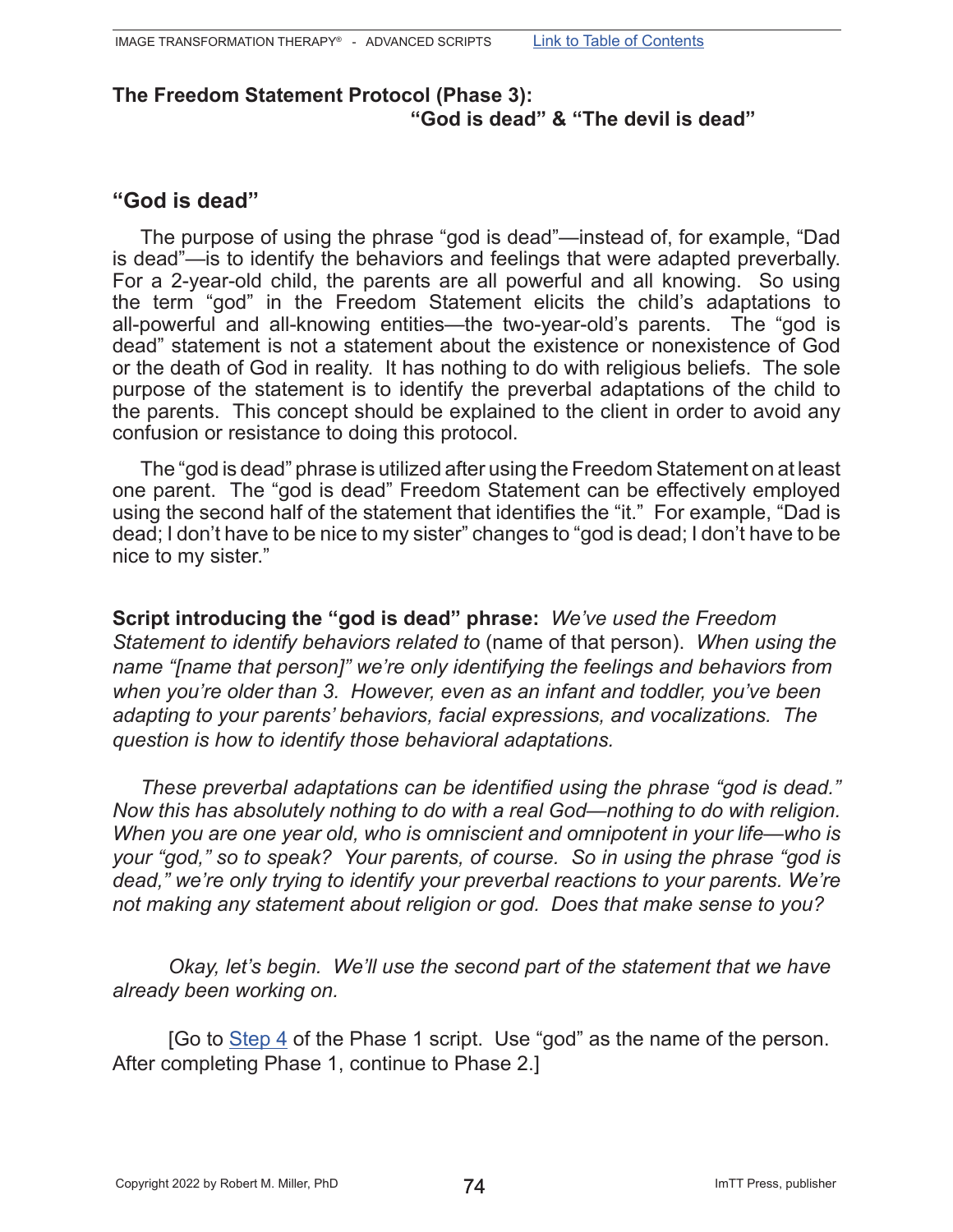## The Freedom Statement Protocol (Phase 3): "God is dead" & "The devil is dead"

### "God is dead"

The purpose of using the phrase "god is dead"—instead of, for example, "Dad is dead"—is to identify the behaviors and feelings that were adapted preverbally. For a 2-year-old child, the parents are all powerful and all knowing. So using the term "god" in the Freedom Statement elicits the child's adaptations to all-powerful and all-knowing entities—the two-year-old's parents. The "god is dead" statement is not a statement about the existence or nonexistence of God or the death of God in reality. It has nothing to do with religious beliefs. The sole purpose of the statement is to identify the preverbal adaptations of the child to the parents. This concept should be explained to the client in order to avoid any confusion or resistance to doing this protocol.

The "god is dead" phrase is utilized after using the Freedom Statement on at least one parent. The "god is dead" Freedom Statement can be effectively employed using the second half of the statement that identifies the "it." For example, "Dad is dead; I don't have to be nice to my sister" changes to "god is dead; I don't have to be nice to my sister."

**Script introducing the "god is dead" phrase:** *We've used the Freedom Statement to identify behaviors related to* (name of that person). *When using the name "[name that person]" we're only identifying the feelings and behaviors from when you're older than 3. However, even as an infant and toddler, you've been adapting to your parents' behaviors, facial expressions, and vocalizations. The question is how to identify those behavioral adaptations.*

*These preverbal adaptations can be identified using the phrase "god is dead." Now this has absolutely nothing to do with a real God—nothing to do with religion. When you are one year old, who is omniscient and omnipotent in your life—who is your "god," so to speak? Your parents, of course. So in using the phrase "god is dead," we're only trying to identify your preverbal reactions to your parents. We're not making any statement about religion or god. Does that make sense to you?*

*Okay, let's begin. We'll use the second part of the statement that we have already been working on.*

[Go to Step 4 of the Phase 1 script. Use "god" as the name of the person. After completing Phase 1, continue to Phase 2.]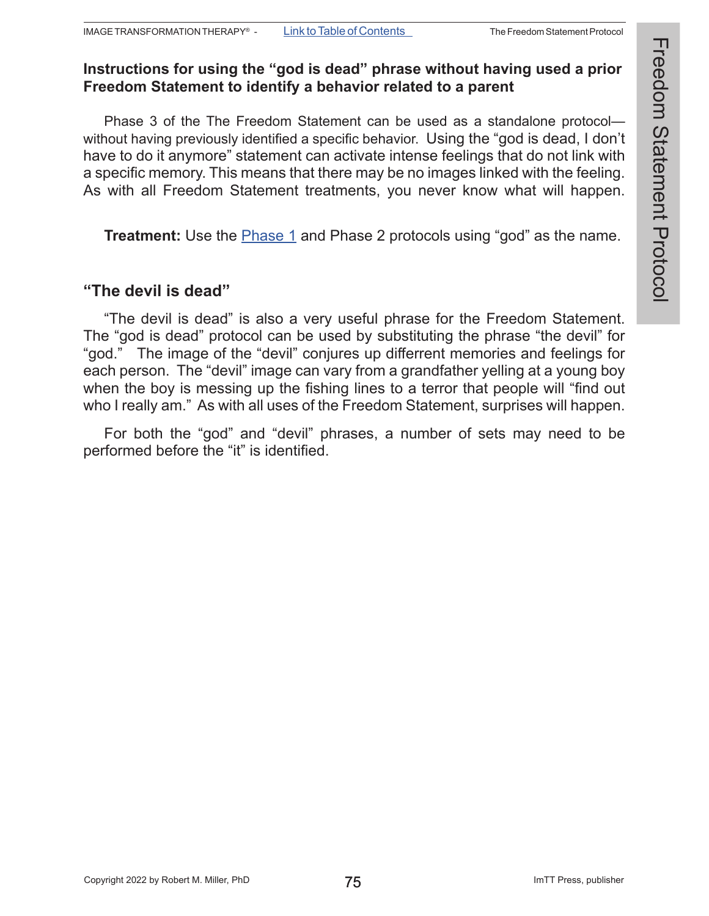### Instructions for using the "god is dead" phrase without having used a prior Freedom Statement to identify a behavior related to a parent

Phase 3 of the The Freedom Statement can be used as a standalone protocol—without having previously identified a specific behavior. Using the "god is dead, I don't have to do it anymore" statement can activate intense feelings that do not link with a specific memory. This means that there may be no images linked with the feeling. As with all Freedom Statement treatments, you never know what will happen.

**Treatment:** Use the Phase 1 and Phase 2 protocols using "god" as the name.

## "The devil is dead"

"The devil is dead" is also a very useful phrase for the Freedom Statement. The "god is dead" protocol can be used by substituting the phrase "the devil" for "god." The image of the "devil" conjures up differrent memories and feelings for each person. The "devil" image can vary from a grandfather yelling at a young boy when the boy is messing up the fishing lines to a terror that people will "find out who I really am." As with all uses of the Freedom Statement, surprises will happen.

For both the "god" and "devil" phrases, a number of sets may need to be performed before the "it" is identified.